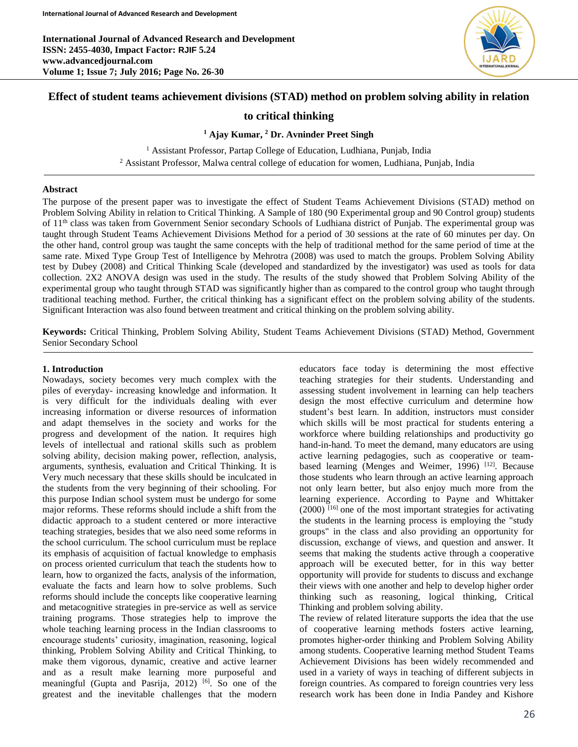# Effect of student teams achievement divisions (STAD) method on problem solving ability in relation to critical thinking

**[1] Ajay Kumar, [2] Dr. Avninder Preet Singh**

[1] Assistant Professor, Partap College of Education, Ludhiana, Punjab, India
[2] Assistant Professor, Malwa central college of education for women, Ludhiana, Punjab, India

## Abstract

The purpose of the present paper was to investigate the effect of Student Teams Achievement Divisions (STAD) method on Problem Solving Ability in relation to Critical Thinking. A Sample of 180 (90 Experimental group and 90 Control group) students of 11th class was taken from Government Senior secondary Schools of Ludhiana district of Punjab. The experimental group was taught through Student Teams Achievement Divisions Method for a period of 30 sessions at the rate of 60 minutes per day. On the other hand, control group was taught the same concepts with the help of traditional method for the same period of time at the same rate. Mixed Type Group Test of Intelligence by Mehrotra (2008) was used to match the groups. Problem Solving Ability test by Dubey (2008) and Critical Thinking Scale (developed and standardized by the investigator) was used as tools for data collection. 2X2 ANOVA design was used in the study. The results of the study showed that Problem Solving Ability of the experimental group who taught through STAD was significantly higher than as compared to the control group who taught through traditional teaching method. Further, the critical thinking has a significant effect on the problem solving ability of the students. Significant Interaction was also found between treatment and critical thinking on the problem solving ability.

**Keywords:** Critical Thinking, Problem Solving Ability, Student Teams Achievement Divisions (STAD) Method, Government Senior Secondary School

## 1. Introduction

Nowadays, society becomes very much complex with the piles of everyday- increasing knowledge and information. It is very difficult for the individuals dealing with ever increasing information or diverse resources of information and adapt themselves in the society and works for the progress and development of the nation. It requires high levels of intellectual and rational skills such as problem solving ability, decision making power, reflection, analysis, arguments, synthesis, evaluation and Critical Thinking. It is Very much necessary that these skills should be inculcated in the students from the very beginning of their schooling. For this purpose Indian school system must be undergo for some major reforms. These reforms should include a shift from the didactic approach to a student centered or more interactive teaching strategies, besides that we also need some reforms in the school curriculum. The school curriculum must be replace its emphasis of acquisition of factual knowledge to emphasis on process oriented curriculum that teach the students how to learn, how to organized the facts, analysis of the information, evaluate the facts and learn how to solve problems. Such reforms should include the concepts like cooperative learning and metacognitive strategies in pre-service as well as service training programs. Those strategies help to improve the whole teaching learning process in the Indian classrooms to encourage students' curiosity, imagination, reasoning, logical thinking, Problem Solving Ability and Critical Thinking, to make them vigorous, dynamic, creative and active learner and as a result make learning more purposeful and meaningful (Gupta and Pasrija, 2012) [6]. So one of the greatest and the inevitable challenges that the modern educators face today is determining the most effective teaching strategies for their students. Understanding and assessing student involvement in learning can help teachers design the most effective curriculum and determine how student's best learn. In addition, instructors must consider which skills will be most practical for students entering a workforce where building relationships and productivity go hand-in-hand. To meet the demand, many educators are using active learning pedagogies, such as cooperative or team-based learning (Menges and Weimer, 1996) [12]. Because those students who learn through an active learning approach not only learn better, but also enjoy much more from the learning experience. According to Payne and Whittaker (2000) [16] one of the most important strategies for activating the students in the learning process is employing the "study groups" in the class and also providing an opportunity for discussion, exchange of views, and question and answer. It seems that making the students active through a cooperative approach will be executed better, for in this way better opportunity will provide for students to discuss and exchange their views with one another and help to develop higher order thinking such as reasoning, logical thinking, Critical Thinking and problem solving ability.

The review of related literature supports the idea that the use of cooperative learning methods fosters active learning, promotes higher-order thinking and Problem Solving Ability among students. Cooperative learning method Student Teams Achievement Divisions has been widely recommended and used in a variety of ways in teaching of different subjects in foreign countries. As compared to foreign countries very less research work has been done in India Pandey and Kishore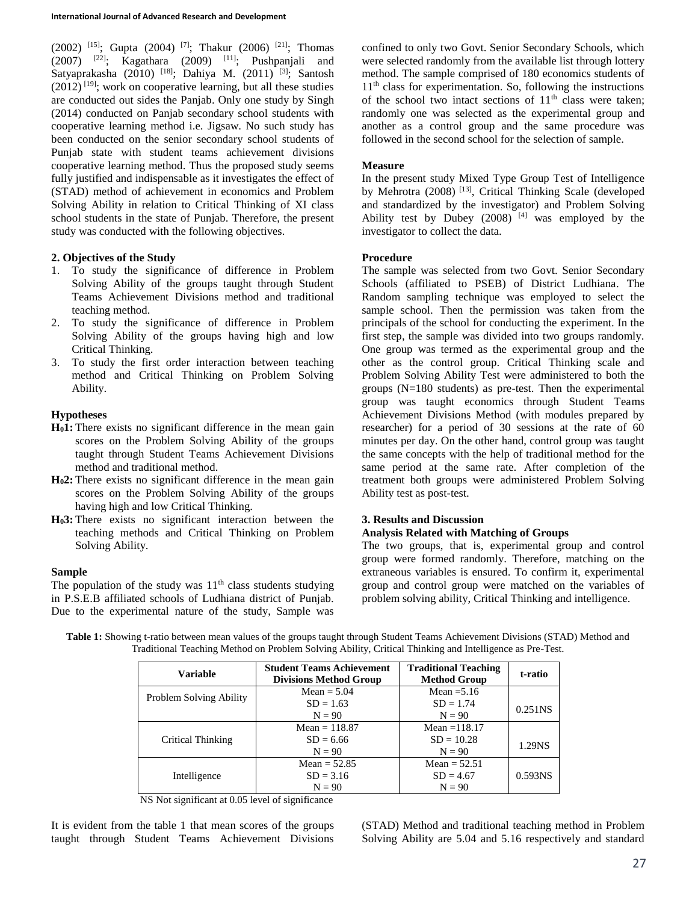(2002) [15]; Gupta (2004) [7]; Thakur (2006) [21]; Thomas (2007) [22]; Kagathara (2009) [11]; Pushpanjali and Satyaprakasha (2010) [18]; Dahiya M. (2011) [3]; Santosh (2012) [19]; work on cooperative learning, but all these studies are conducted out sides the Panjab. Only one study by Singh (2014) conducted on Panjab secondary school students with cooperative learning method i.e. Jigsaw. No such study has been conducted on the senior secondary school students of Punjab state with student teams achievement divisions cooperative learning method. Thus the proposed study seems fully justified and indispensable as it investigates the effect of (STAD) method of achievement in economics and Problem Solving Ability in relation to Critical Thinking of XI class school students in the state of Punjab. Therefore, the present study was conducted with the following objectives.

## 2. Objectives of the Study

1. To study the significance of difference in Problem Solving Ability of the groups taught through Student Teams Achievement Divisions method and traditional teaching method.
2. To study the significance of difference in Problem Solving Ability of the groups having high and low Critical Thinking.
3. To study the first order interaction between teaching method and Critical Thinking on Problem Solving Ability.

### Hypotheses

**$H_0$1:** There exists no significant difference in the mean gain scores on the Problem Solving Ability of the groups taught through Student Teams Achievement Divisions method and traditional method.

**$H_0$2:** There exists no significant difference in the mean gain scores on the Problem Solving Ability of the groups having high and low Critical Thinking.

**$H_0$3:** There exists no significant interaction between the teaching methods and Critical Thinking on Problem Solving Ability.

### Sample

The population of the study was 11th class students studying in P.S.E.B affiliated schools of Ludhiana district of Punjab. Due to the experimental nature of the study, Sample was confined to only two Govt. Senior Secondary Schools, which were selected randomly from the available list through lottery method. The sample comprised of 180 economics students of 11th class for experimentation. So, following the instructions of the school two intact sections of 11th class were taken; randomly one was selected as the experimental group and another as a control group and the same procedure was followed in the second school for the selection of sample.

### Measure

In the present study Mixed Type Group Test of Intelligence by Mehrotra (2008) [13], Critical Thinking Scale (developed and standardized by the investigator) and Problem Solving Ability test by Dubey (2008) [4] was employed by the investigator to collect the data.

### Procedure

The sample was selected from two Govt. Senior Secondary Schools (affiliated to PSEB) of District Ludhiana. The Random sampling technique was employed to select the sample school. Then the permission was taken from the principals of the school for conducting the experiment. In the first step, the sample was divided into two groups randomly. One group was termed as the experimental group and the other as the control group. Critical Thinking scale and Problem Solving Ability Test were administered to both the groups (N=180 students) as pre-test. Then the experimental group was taught economics through Student Teams Achievement Divisions Method (with modules prepared by researcher) for a period of 30 sessions at the rate of 60 minutes per day. On the other hand, control group was taught the same concepts with the help of traditional method for the same period at the same rate. After completion of the treatment both groups were administered Problem Solving Ability test as post-test.

## 3. Results and Discussion

### Analysis Related with Matching of Groups

The two groups, that is, experimental group and control group were formed randomly. Therefore, matching on the extraneous variables is ensured. To confirm it, experimental group and control group were matched on the variables of problem solving ability, Critical Thinking and intelligence.

**Table 1:** Showing t-ratio between mean values of the groups taught through Student Teams Achievement Divisions (STAD) Method and Traditional Teaching Method on Problem Solving Ability, Critical Thinking and Intelligence as Pre-Test.

| Variable | Student Teams Achievement Divisions Method Group | Traditional Teaching Method Group | t-ratio |
|---|---|---|---|
| Problem Solving Ability | Mean = 5.04<br>SD = 1.63<br>N = 90 | Mean =5.16<br>SD = 1.74<br>N = 90 | 0.251NS |
| Critical Thinking | Mean = 118.87<br>SD = 6.66<br>N = 90 | Mean =118.17<br>SD = 10.28<br>N = 90 | 1.29NS |
| Intelligence | Mean = 52.85<br>SD = 3.16<br>N = 90 | Mean = 52.51<br>SD = 4.67<br>N = 90 | 0.593NS |

NS Not significant at 0.05 level of significance

It is evident from the table 1 that mean scores of the groups taught through Student Teams Achievement Divisions (STAD) Method and traditional teaching method in Problem Solving Ability are 5.04 and 5.16 respectively and standard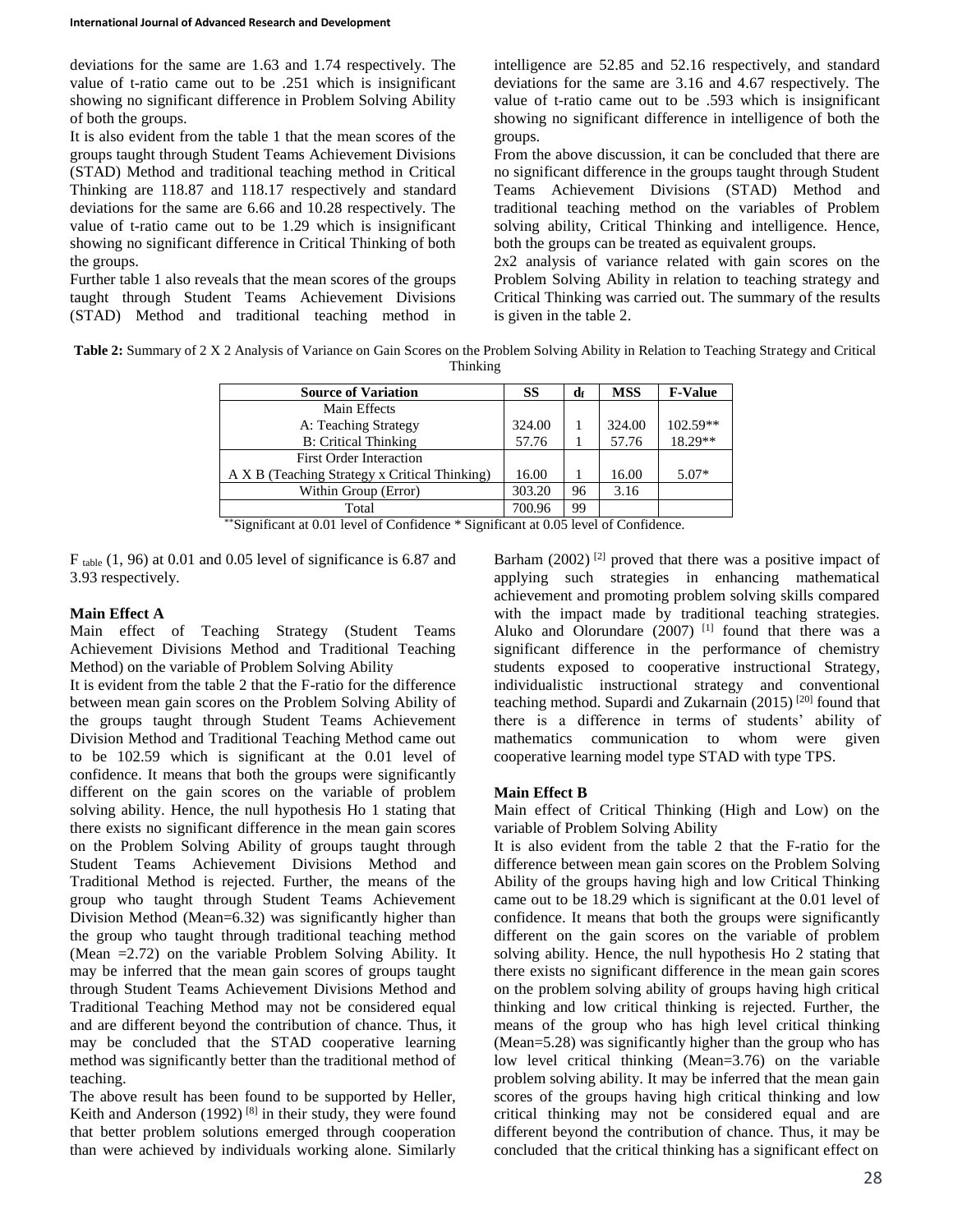deviations for the same are 1.63 and 1.74 respectively. The value of t-ratio came out to be .251 which is insignificant showing no significant difference in Problem Solving Ability of both the groups.

It is also evident from the table 1 that the mean scores of the groups taught through Student Teams Achievement Divisions (STAD) Method and traditional teaching method in Critical Thinking are 118.87 and 118.17 respectively and standard deviations for the same are 6.66 and 10.28 respectively. The value of t-ratio came out to be 1.29 which is insignificant showing no significant difference in Critical Thinking of both the groups.

Further table 1 also reveals that the mean scores of the groups taught through Student Teams Achievement Divisions (STAD) Method and traditional teaching method in intelligence are 52.85 and 52.16 respectively, and standard deviations for the same are 3.16 and 4.67 respectively. The value of t-ratio came out to be .593 which is insignificant showing no significant difference in intelligence of both the groups.

From the above discussion, it can be concluded that there are no significant difference in the groups taught through Student Teams Achievement Divisions (STAD) Method and traditional teaching method on the variables of Problem solving ability, Critical Thinking and intelligence. Hence, both the groups can be treated as equivalent groups.

2x2 analysis of variance related with gain scores on the Problem Solving Ability in relation to teaching strategy and Critical Thinking was carried out. The summary of the results is given in the table 2.

**Table 2:** Summary of 2 X 2 Analysis of Variance on Gain Scores on the Problem Solving Ability in Relation to Teaching Strategy and Critical Thinking

| Source of Variation | SS | $d_f$ | MSS | F-Value |
|---|---|---|---|---|
| Main Effects | | | | |
| A: Teaching Strategy | 324.00 | 1 | 324.00 | 102.59** |
| B: Critical Thinking | 57.76 | 1 | 57.76 | 18.29** |
| First Order Interaction | | | | |
| A X B (Teaching Strategy x Critical Thinking) | 16.00 | 1 | 16.00 | 5.07* |
| Within Group (Error) | 303.20 | 96 | 3.16 | |
| Total | 700.96 | 99 | | |

**Significant at 0.01 level of Confidence * Significant at 0.05 level of Confidence.

$F_{table}$ (1, 96) at 0.01 and 0.05 level of significance is 6.87 and 3.93 respectively.

### Main Effect A

Main effect of Teaching Strategy (Student Teams Achievement Divisions Method and Traditional Teaching Method) on the variable of Problem Solving Ability

It is evident from the table 2 that the F-ratio for the difference between mean gain scores on the Problem Solving Ability of the groups taught through Student Teams Achievement Division Method and Traditional Teaching Method came out to be 102.59 which is significant at the 0.01 level of confidence. It means that both the groups were significantly different on the gain scores on the variable of problem solving ability. Hence, the null hypothesis Ho 1 stating that there exists no significant difference in the mean gain scores on the Problem Solving Ability of groups taught through Student Teams Achievement Divisions Method and Traditional Method is rejected. Further, the means of the group who taught through Student Teams Achievement Division Method (Mean=6.32) was significantly higher than the group who taught through traditional teaching method (Mean =2.72) on the variable Problem Solving Ability. It may be inferred that the mean gain scores of groups taught through Student Teams Achievement Divisions Method and Traditional Teaching Method may not be considered equal and are different beyond the contribution of chance. Thus, it may be concluded that the STAD cooperative learning method was significantly better than the traditional method of teaching.

The above result has been found to be supported by Heller, Keith and Anderson (1992) [8] in their study, they were found that better problem solutions emerged through cooperation than were achieved by individuals working alone. Similarly Barham (2002) [2] proved that there was a positive impact of applying such strategies in enhancing mathematical achievement and promoting problem solving skills compared with the impact made by traditional teaching strategies. Aluko and Olorundare (2007) [1] found that there was a significant difference in the performance of chemistry students exposed to cooperative instructional Strategy, individualistic instructional strategy and conventional teaching method. Supardi and Zukarnain (2015) [20] found that there is a difference in terms of students' ability of mathematics communication to whom were given cooperative learning model type STAD with type TPS.

### Main Effect B

Main effect of Critical Thinking (High and Low) on the variable of Problem Solving Ability

It is also evident from the table 2 that the F-ratio for the difference between mean gain scores on the Problem Solving Ability of the groups having high and low Critical Thinking came out to be 18.29 which is significant at the 0.01 level of confidence. It means that both the groups were significantly different on the gain scores on the variable of problem solving ability. Hence, the null hypothesis Ho 2 stating that there exists no significant difference in the mean gain scores on the problem solving ability of groups having high critical thinking and low critical thinking is rejected. Further, the means of the group who has high level critical thinking (Mean=5.28) was significantly higher than the group who has low level critical thinking (Mean=3.76) on the variable problem solving ability. It may be inferred that the mean gain scores of the groups having high critical thinking and low critical thinking may not be considered equal and are different beyond the contribution of chance. Thus, it may be concluded that the critical thinking has a significant effect on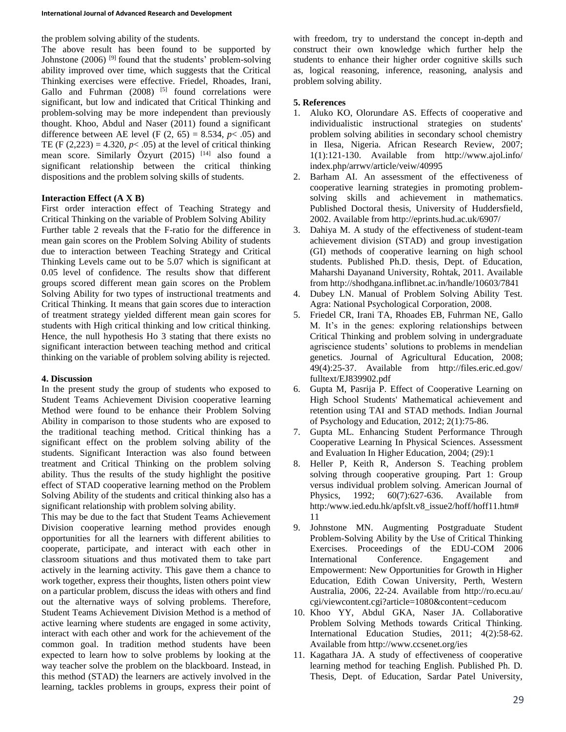the problem solving ability of the students.

The above result has been found to be supported by Johnstone (2006) [9] found that the students' problem-solving ability improved over time, which suggests that the Critical Thinking exercises were effective. Friedel, Rhoades, Irani, Gallo and Fuhrman (2008) [5] found correlations were significant, but low and indicated that Critical Thinking and problem-solving may be more independent than previously thought. Khoo, Abdul and Naser (2011) found a significant difference between AE level ($F (2, 65) = 8.534$, $p < .05$) and TE ($F (2,223) = 4.320$, $p < .05$) at the level of critical thinking mean score. Similarly Özyurt (2015) [14] also found a significant relationship between the critical thinking dispositions and the problem solving skills of students.

**Interaction Effect (A X B)**

First order interaction effect of Teaching Strategy and Critical Thinking on the variable of Problem Solving Ability

Further table 2 reveals that the F-ratio for the difference in mean gain scores on the Problem Solving Ability of students due to interaction between Teaching Strategy and Critical Thinking Levels came out to be 5.07 which is significant at 0.05 level of confidence. The results show that different groups scored different mean gain scores on the Problem Solving Ability for two types of instructional treatments and Critical Thinking. It means that gain scores due to interaction of treatment strategy yielded different mean gain scores for students with High critical thinking and low critical thinking. Hence, the null hypothesis Ho 3 stating that there exists no significant interaction between teaching method and critical thinking on the variable of problem solving ability is rejected.

## 4. Discussion

In the present study the group of students who exposed to Student Teams Achievement Division cooperative learning Method were found to be enhance their Problem Solving Ability in comparison to those students who are exposed to the traditional teaching method. Critical thinking has a significant effect on the problem solving ability of the students. Significant Interaction was also found between treatment and Critical Thinking on the problem solving ability. Thus the results of the study highlight the positive effect of STAD cooperative learning method on the Problem Solving Ability of the students and critical thinking also has a significant relationship with problem solving ability.

This may be due to the fact that Student Teams Achievement Division cooperative learning method provides enough opportunities for all the learners with different abilities to cooperate, participate, and interact with each other in classroom situations and thus motivated them to take part actively in the learning activity. This gave them a chance to work together, express their thoughts, listen others point view on a particular problem, discuss the ideas with others and find out the alternative ways of solving problems. Therefore, Student Teams Achievement Division Method is a method of active learning where students are engaged in some activity, interact with each other and work for the achievement of the common goal. In tradition method students have been expected to learn how to solve problems by looking at the way teacher solve the problem on the blackboard. Instead, in this method (STAD) the learners are actively involved in the learning, tackles problems in groups, express their point of with freedom, try to understand the concept in-depth and construct their own knowledge which further help the students to enhance their higher order cognitive skills such as, logical reasoning, inference, reasoning, analysis and problem solving ability.

## 5. References

1. Aluko KO, Olorundare AS. Effects of cooperative and individualistic instructional strategies on students' problem solving abilities in secondary school chemistry in Ilesa, Nigeria. African Research Review, 2007; 1(1):121-130. Available from http://www.ajol.info/index.php/arrwv/article/veiw/40995
2. Barham AI. An assessment of the effectiveness of cooperative learning strategies in promoting problem-solving skills and achievement in mathematics. Published Doctoral thesis, University of Huddersfield, 2002. Available from http://eprints.hud.ac.uk/6907/
3. Dahiya M. A study of the effectiveness of student-team achievement division (STAD) and group investigation (GI) methods of cooperative learning on high school students. Published Ph.D. thesis, Dept. of Education, Maharshi Dayanand University, Rohtak, 2011. Available from http://shodhgana.inflibnet.ac.in/handle/10603/7841
4. Dubey LN. Manual of Problem Solving Ability Test. Agra: National Psychological Corporation, 2008.
5. Friedel CR, Irani TA, Rhoades EB, Fuhrman NE, Gallo M. It's in the genes: exploring relationships between Critical Thinking and problem solving in undergraduate agriscience students' solutions to problems in mendelian genetics. Journal of Agricultural Education, 2008; 49(4):25-37. Available from http://files.eric.ed.gov/fulltext/EJ839902.pdf
6. Gupta M, Pasrija P. Effect of Cooperative Learning on High School Students' Mathematical achievement and retention using TAI and STAD methods. Indian Journal of Psychology and Education, 2012; 2(1):75-86.
7. Gupta ML. Enhancing Student Performance Through Cooperative Learning In Physical Sciences. Assessment and Evaluation In Higher Education, 2004; (29):1
8. Heller P, Keith R, Anderson S. Teaching problem solving through cooperative grouping. Part 1: Group versus individual problem solving. American Journal of Physics, 1992; 60(7):627-636. Available from http:/www.ied.edu.hk/apfslt.v8_issue2/hoff/hoff11.htm#11
9. Johnstone MN. Augmenting Postgraduate Student Problem-Solving Ability by the Use of Critical Thinking Exercises. Proceedings of the EDU-COM 2006 International Conference. Engagement and Empowerment: New Opportunities for Growth in Higher Education, Edith Cowan University, Perth, Western Australia, 2006, 22-24. Available from http://ro.ecu.au/cgi/viewcontent.cgi?article=1080&content=ceducom
10. Khoo YY, Abdul GKA, Naser JA. Collaborative Problem Solving Methods towards Critical Thinking. International Education Studies, 2011; 4(2):58-62. Available from http://www.ccsenet.org/ies
11. Kagathara JA. A study of effectiveness of cooperative learning method for teaching English. Published Ph. D. Thesis, Dept. of Education, Sardar Patel University,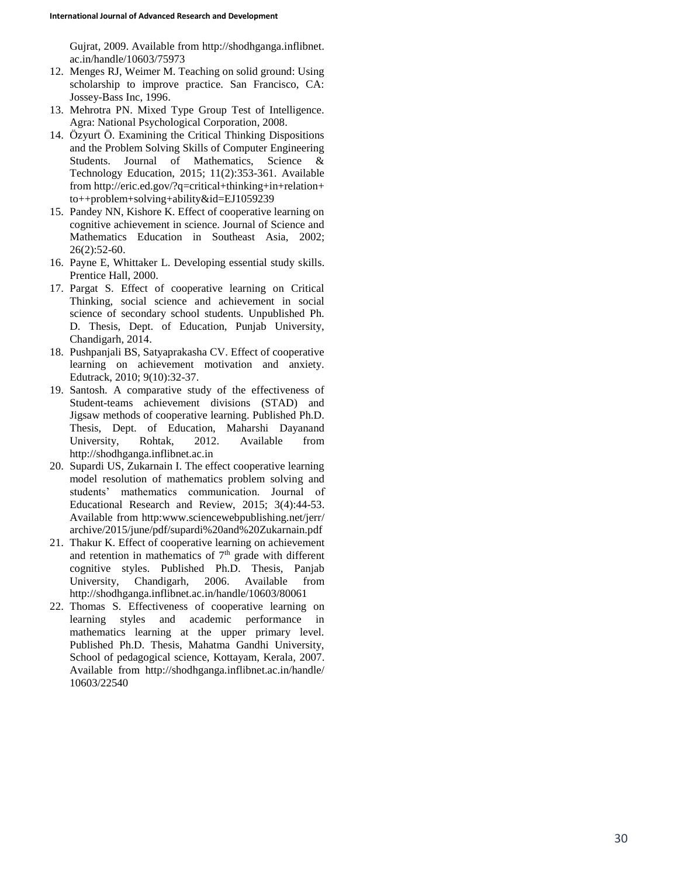Gujrat, 2009. Available from http://shodhganga.inflibnet.ac.in/handle/10603/75973

12. Menges RJ, Weimer M. Teaching on solid ground: Using scholarship to improve practice. San Francisco, CA: Jossey-Bass Inc, 1996.
13. Mehrotra PN. Mixed Type Group Test of Intelligence. Agra: National Psychological Corporation, 2008.
14. Özyurt Ö. Examining the Critical Thinking Dispositions and the Problem Solving Skills of Computer Engineering Students. Journal of Mathematics, Science & Technology Education, 2015; 11(2):353-361. Available from http://eric.ed.gov/?q=critical+thinking+in+relation+to++problem+solving+ability&id=EJ1059239
15. Pandey NN, Kishore K. Effect of cooperative learning on cognitive achievement in science. Journal of Science and Mathematics Education in Southeast Asia, 2002; 26(2):52-60.
16. Payne E, Whittaker L. Developing essential study skills. Prentice Hall, 2000.
17. Pargat S. Effect of cooperative learning on Critical Thinking, social science and achievement in social science of secondary school students. Unpublished Ph. D. Thesis, Dept. of Education, Punjab University, Chandigarh, 2014.
18. Pushpanjali BS, Satyaprakasha CV. Effect of cooperative learning on achievement motivation and anxiety. Edutrack, 2010; 9(10):32-37.
19. Santosh. A comparative study of the effectiveness of Student-teams achievement divisions (STAD) and Jigsaw methods of cooperative learning. Published Ph.D. Thesis, Dept. of Education, Maharshi Dayanand University, Rohtak, 2012. Available from http://shodhganga.inflibnet.ac.in
20. Supardi US, Zukarnain I. The effect cooperative learning model resolution of mathematics problem solving and students' mathematics communication. Journal of Educational Research and Review, 2015; 3(4):44-53. Available from http:www.sciencewebpublishing.net/jerr/archive/2015/june/pdf/supardi%20and%20Zukarnain.pdf
21. Thakur K. Effect of cooperative learning on achievement and retention in mathematics of 7th grade with different cognitive styles. Published Ph.D. Thesis, Panjab University, Chandigarh, 2006. Available from http://shodhganga.inflibnet.ac.in/handle/10603/80061
22. Thomas S. Effectiveness of cooperative learning on learning styles and academic performance in mathematics learning at the upper primary level. Published Ph.D. Thesis, Mahatma Gandhi University, School of pedagogical science, Kottayam, Kerala, 2007. Available from http://shodhganga.inflibnet.ac.in/handle/10603/22540